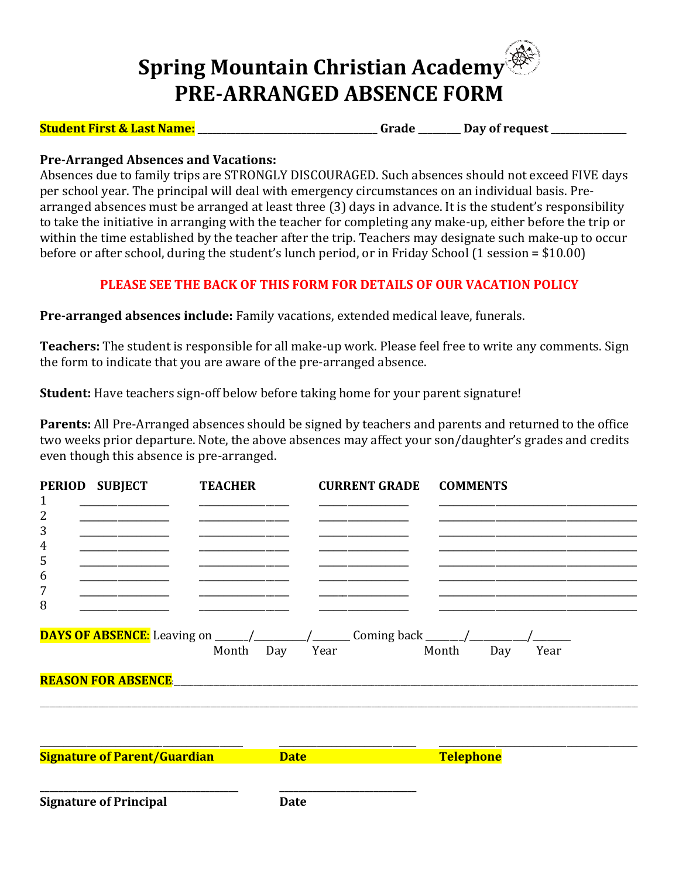# Spring Mountain Christian Academy
# PRE-ARRANGED ABSENCE FORM

**Student First & Last Name:** ______________________ **Grade** ________ **Day of request** ______________

**Pre-Arranged Absences and Vacations:**
Absences due to family trips are STRONGLY DISCOURAGED. Such absences should not exceed FIVE days per school year. The principal will deal with emergency circumstances on an individual basis. Pre-arranged absences must be arranged at least three (3) days in advance. It is the student's responsibility to take the initiative in arranging with the teacher for completing any make-up, either before the trip or within the time established by the teacher after the trip. Teachers may designate such make-up to occur before or after school, during the student's lunch period, or in Friday School (1 session = $10.00)

**PLEASE SEE THE BACK OF THIS FORM FOR DETAILS OF OUR VACATION POLICY**

**Pre-arranged absences include:** Family vacations, extended medical leave, funerals.

**Teachers:** The student is responsible for all make-up work. Please feel free to write any comments. Sign the form to indicate that you are aware of the pre-arranged absence.

**Student:** Have teachers sign-off below before taking home for your parent signature!

**Parents:** All Pre-Arranged absences should be signed by teachers and parents and returned to the office two weeks prior departure. Note, the above absences may affect your son/daughter's grades and credits even though this absence is pre-arranged.

| PERIOD | SUBJECT | TEACHER | CURRENT GRADE | COMMENTS |
|---|---|---|---|---|
| 1 | | | | |
| 2 | | | | |
| 3 | | | | |
| 4 | | | | |
| 5 | | | | |
| 6 | | | | |
| 7 | | | | |
| 8 | | | | |

**DAYS OF ABSENCE:** Leaving on ______/__________/_______ Coming back _______/__________/_______
Month Day Year Month Day Year

**REASON FOR ABSENCE:** ____________________________________________________________

____________________________________________________________

______________________ ______________________ ______________________
**Signature of Parent/Guardian** **Date** **Telephone**

______________________ ______________________
**Signature of Principal** **Date**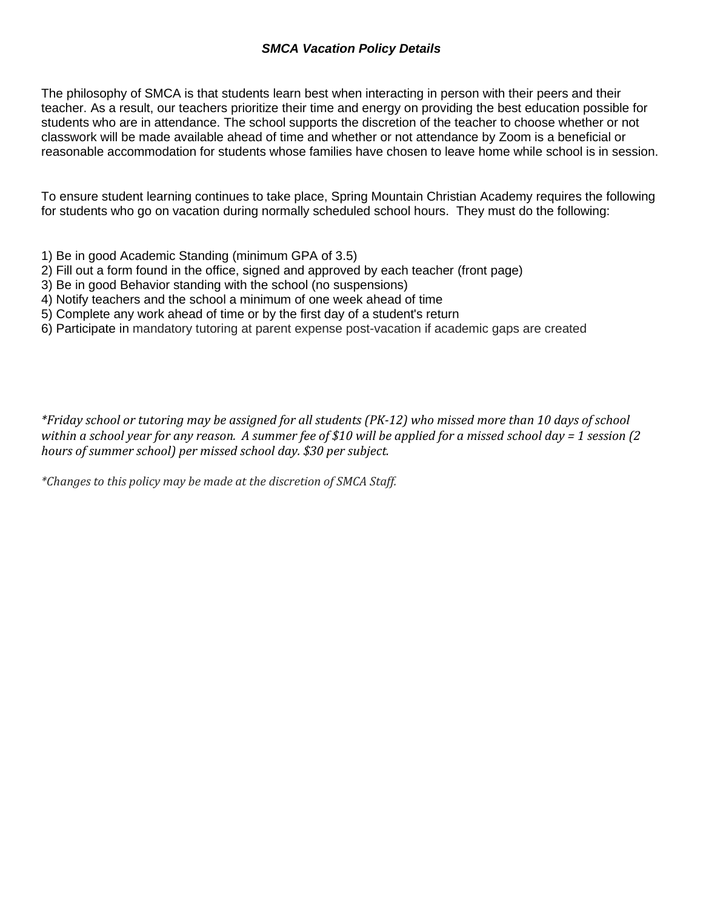***SMCA Vacation Policy Details***

The philosophy of SMCA is that students learn best when interacting in person with their peers and their teacher. As a result, our teachers prioritize their time and energy on providing the best education possible for students who are in attendance. The school supports the discretion of the teacher to choose whether or not classwork will be made available ahead of time and whether or not attendance by Zoom is a beneficial or reasonable accommodation for students whose families have chosen to leave home while school is in session.

To ensure student learning continues to take place, Spring Mountain Christian Academy requires the following for students who go on vacation during normally scheduled school hours. They must do the following:

1) Be in good Academic Standing (minimum GPA of 3.5)
2) Fill out a form found in the office, signed and approved by each teacher (front page)
3) Be in good Behavior standing with the school (no suspensions)
4) Notify teachers and the school a minimum of one week ahead of time
5) Complete any work ahead of time or by the first day of a student's return
6) Participate in mandatory tutoring at parent expense post-vacation if academic gaps are created

*\*Friday school or tutoring may be assigned for all students (PK-12) who missed more than 10 days of school within a school year for any reason. A summer fee of $10 will be applied for a missed school day = 1 session (2 hours of summer school) per missed school day. $30 per subject.*

*\*Changes to this policy may be made at the discretion of SMCA Staff.*